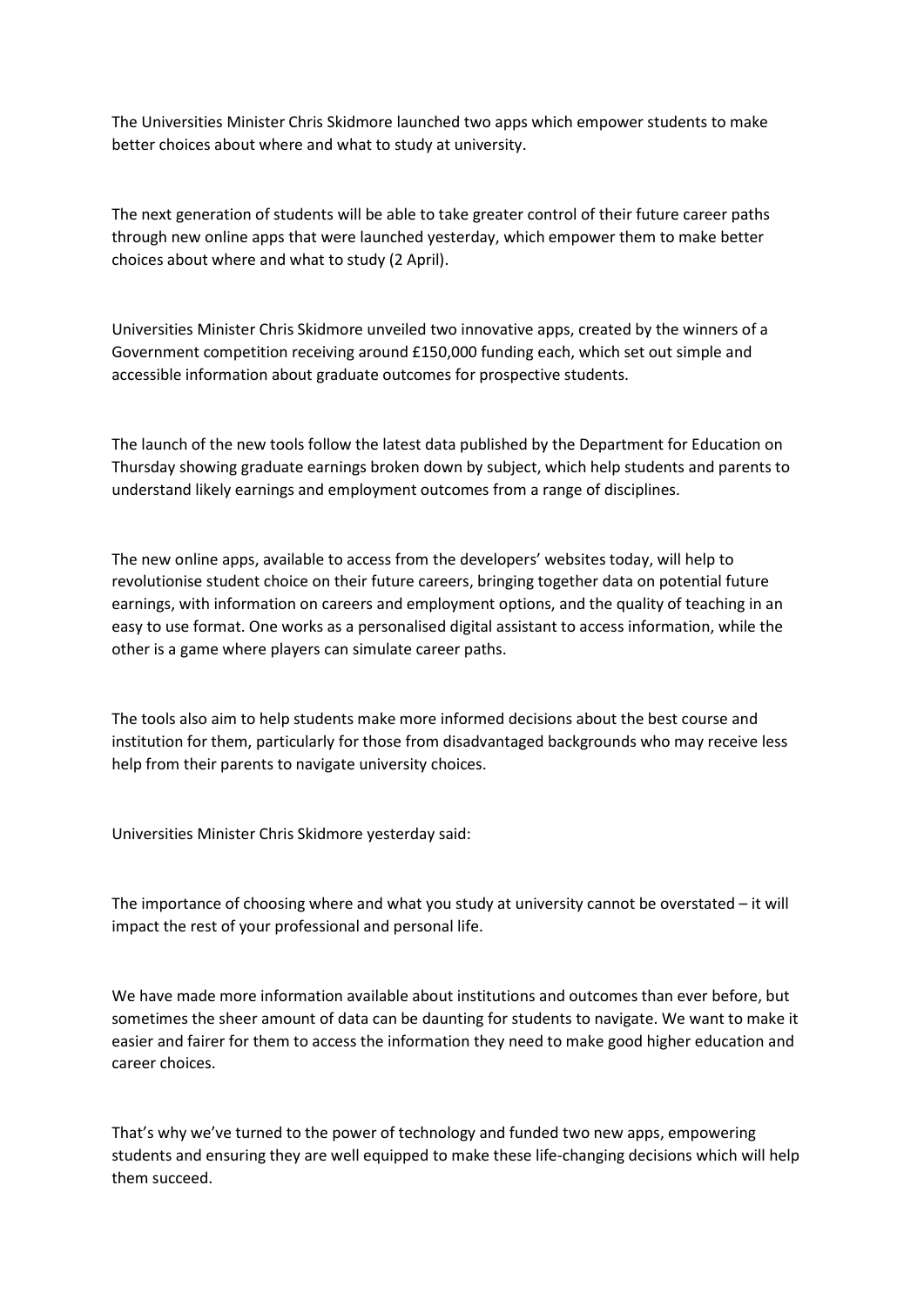The Universities Minister Chris Skidmore launched two apps which empower students to make better choices about where and what to study at university.

The next generation of students will be able to take greater control of their future career paths through new online apps that were launched yesterday, which empower them to make better choices about where and what to study (2 April).

Universities Minister Chris Skidmore unveiled two innovative apps, created by the winners of a Government competition receiving around £150,000 funding each, which set out simple and accessible information about graduate outcomes for prospective students.

The launch of the new tools follow the latest data published by the Department for Education on Thursday showing graduate earnings broken down by subject, which help students and parents to understand likely earnings and employment outcomes from a range of disciplines.

The new online apps, available to access from the developers' websites today, will help to revolutionise student choice on their future careers, bringing together data on potential future earnings, with information on careers and employment options, and the quality of teaching in an easy to use format. One works as a personalised digital assistant to access information, while the other is a game where players can simulate career paths.

The tools also aim to help students make more informed decisions about the best course and institution for them, particularly for those from disadvantaged backgrounds who may receive less help from their parents to navigate university choices.

Universities Minister Chris Skidmore yesterday said:

The importance of choosing where and what you study at university cannot be overstated – it will impact the rest of your professional and personal life.

We have made more information available about institutions and outcomes than ever before, but sometimes the sheer amount of data can be daunting for students to navigate. We want to make it easier and fairer for them to access the information they need to make good higher education and career choices.

That's why we've turned to the power of technology and funded two new apps, empowering students and ensuring they are well equipped to make these life-changing decisions which will help them succeed.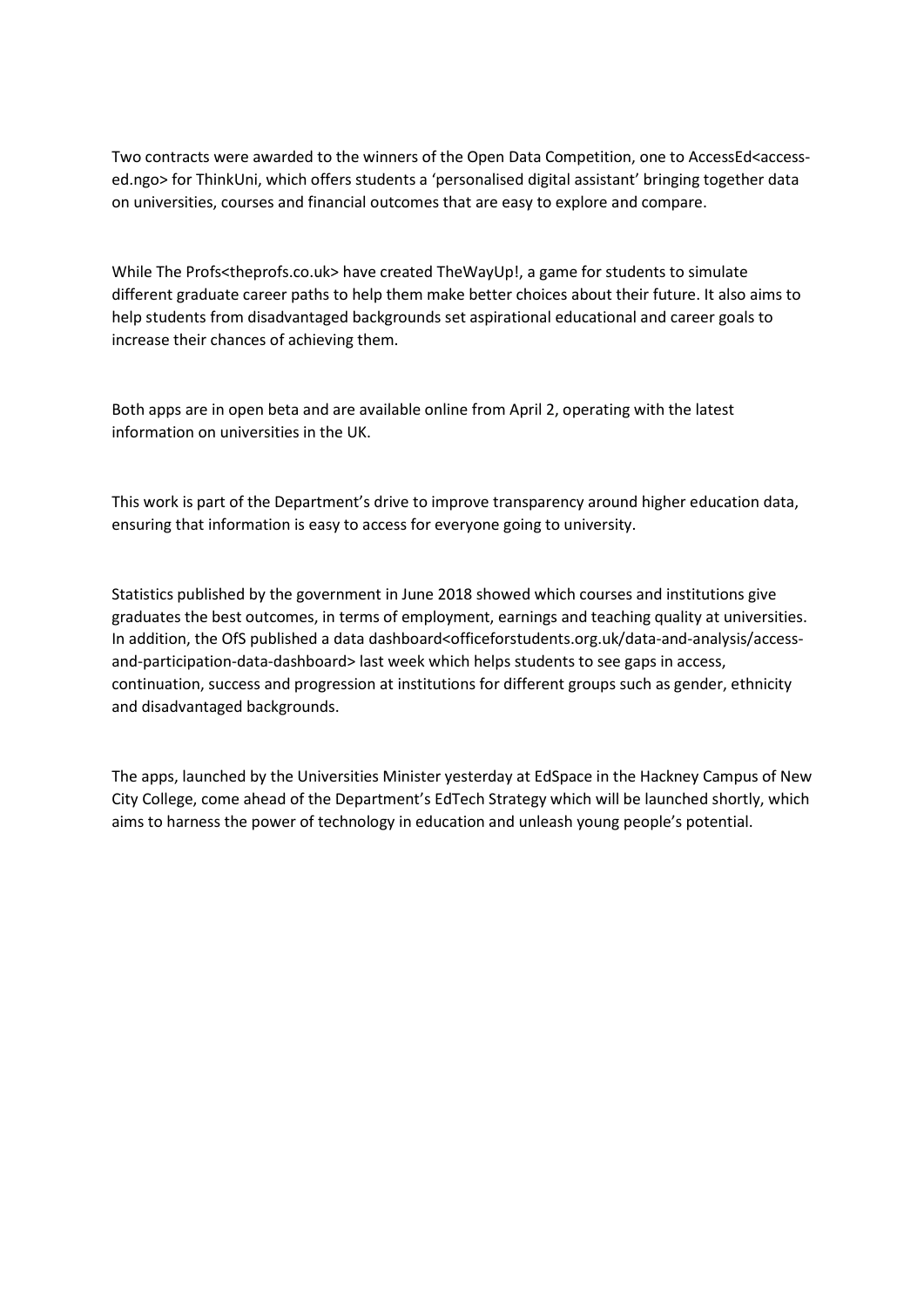Two contracts were awarded to the winners of the Open Data Competition, one to AccessEd<access-ed.ngo> for ThinkUni, which offers students a 'personalised digital assistant' bringing together data on universities, courses and financial outcomes that are easy to explore and compare.

While The Profs<theprofs.co.uk> have created TheWayUp!, a game for students to simulate different graduate career paths to help them make better choices about their future. It also aims to help students from disadvantaged backgrounds set aspirational educational and career goals to increase their chances of achieving them.

Both apps are in open beta and are available online from April 2, operating with the latest information on universities in the UK.

This work is part of the Department's drive to improve transparency around higher education data, ensuring that information is easy to access for everyone going to university.

Statistics published by the government in June 2018 showed which courses and institutions give graduates the best outcomes, in terms of employment, earnings and teaching quality at universities. In addition, the OfS published a data dashboard<officeforstudents.org.uk/data-and-analysis/access-and-participation-data-dashboard> last week which helps students to see gaps in access, continuation, success and progression at institutions for different groups such as gender, ethnicity and disadvantaged backgrounds.

The apps, launched by the Universities Minister yesterday at EdSpace in the Hackney Campus of New City College, come ahead of the Department's EdTech Strategy which will be launched shortly, which aims to harness the power of technology in education and unleash young people's potential.